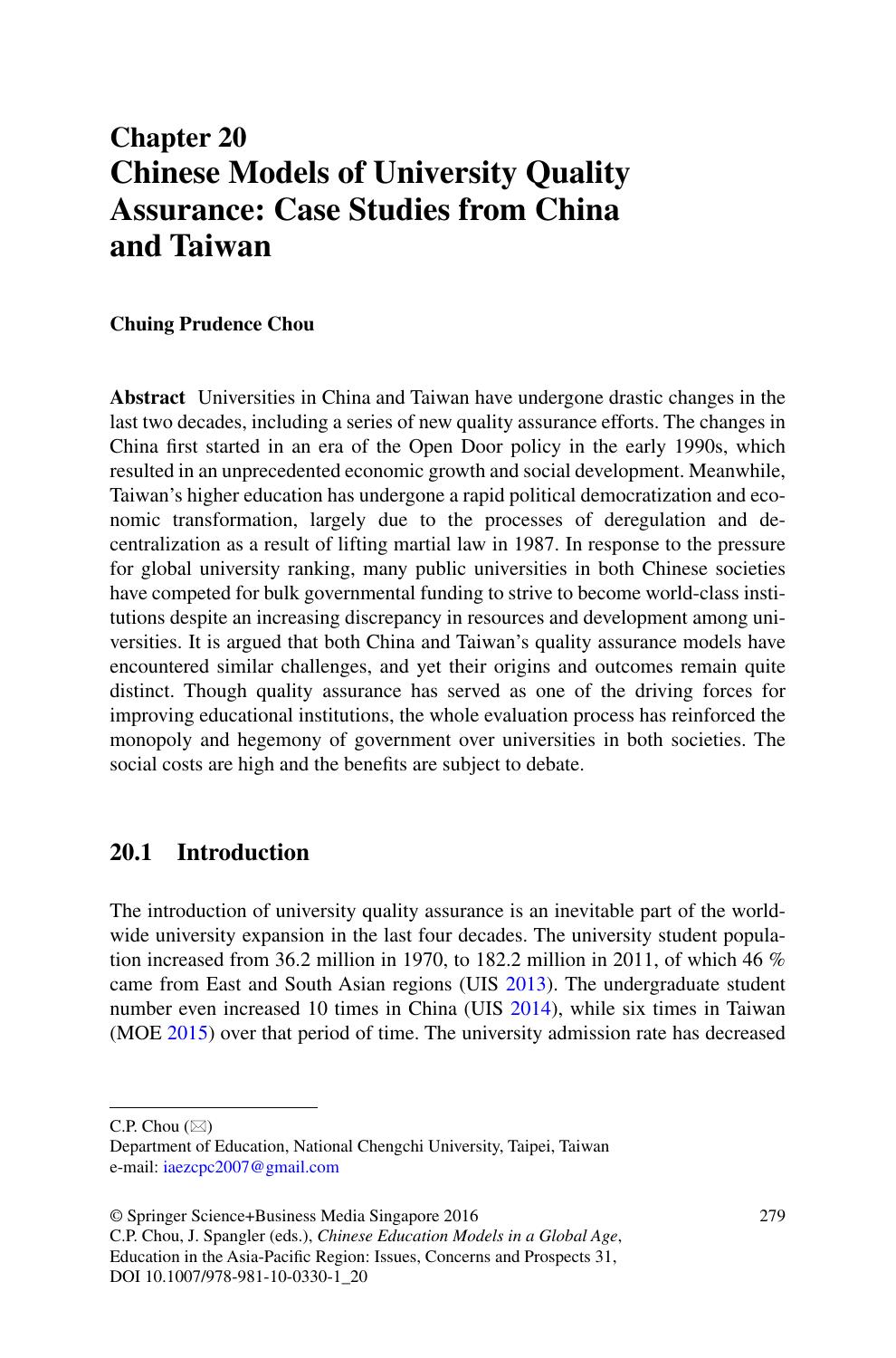# Chapter 20
# Chinese Models of University Quality Assurance: Case Studies from China and Taiwan

**Chuing Prudence Chou**

**Abstract** Universities in China and Taiwan have undergone drastic changes in the last two decades, including a series of new quality assurance efforts. The changes in China first started in an era of the Open Door policy in the early 1990s, which resulted in an unprecedented economic growth and social development. Meanwhile, Taiwan's higher education has undergone a rapid political democratization and economic transformation, largely due to the processes of deregulation and decentralization as a result of lifting martial law in 1987. In response to the pressure for global university ranking, many public universities in both Chinese societies have competed for bulk governmental funding to strive to become world-class institutions despite an increasing discrepancy in resources and development among universities. It is argued that both China and Taiwan's quality assurance models have encountered similar challenges, and yet their origins and outcomes remain quite distinct. Though quality assurance has served as one of the driving forces for improving educational institutions, the whole evaluation process has reinforced the monopoly and hegemony of government over universities in both societies. The social costs are high and the benefits are subject to debate.

## 20.1 Introduction

The introduction of university quality assurance is an inevitable part of the worldwide university expansion in the last four decades. The university student population increased from 36.2 million in 1970, to 182.2 million in 2011, of which 46 % came from East and South Asian regions (UIS 2013). The undergraduate student number even increased 10 times in China (UIS 2014), while six times in Taiwan (MOE 2015) over that period of time. The university admission rate has decreased

---

C.P. Chou (✉)
Department of Education, National Chengchi University, Taipei, Taiwan
e-mail: iaezcpc2007@gmail.com

© Springer Science+Business Media Singapore 2016
C.P. Chou, J. Spangler (eds.), *Chinese Education Models in a Global Age*, Education in the Asia-Pacific Region: Issues, Concerns and Prospects 31, DOI 10.1007/978-981-10-0330-1_20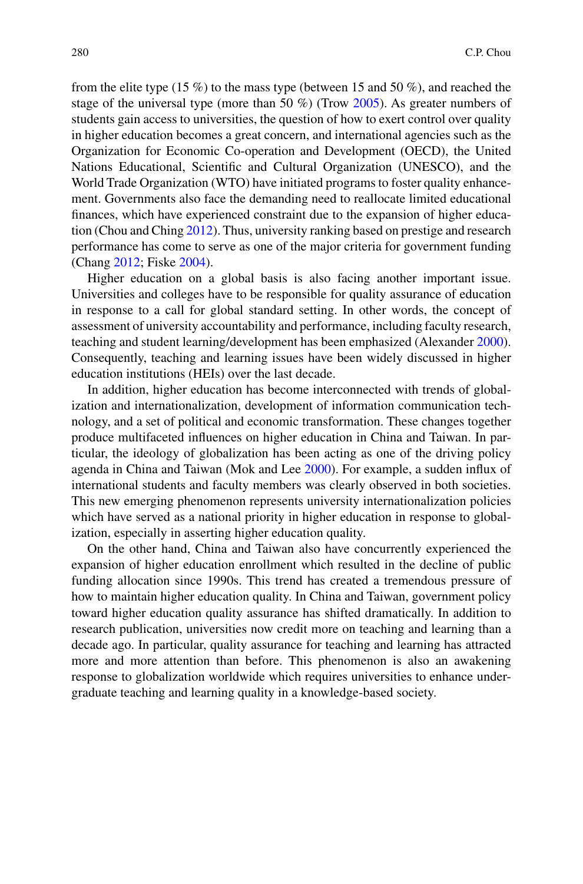from the elite type (15 %) to the mass type (between 15 and 50 %), and reached the stage of the universal type (more than 50 %) (Trow 2005). As greater numbers of students gain access to universities, the question of how to exert control over quality in higher education becomes a great concern, and international agencies such as the Organization for Economic Co-operation and Development (OECD), the United Nations Educational, Scientific and Cultural Organization (UNESCO), and the World Trade Organization (WTO) have initiated programs to foster quality enhancement. Governments also face the demanding need to reallocate limited educational finances, which have experienced constraint due to the expansion of higher education (Chou and Ching 2012). Thus, university ranking based on prestige and research performance has come to serve as one of the major criteria for government funding (Chang 2012; Fiske 2004).

Higher education on a global basis is also facing another important issue. Universities and colleges have to be responsible for quality assurance of education in response to a call for global standard setting. In other words, the concept of assessment of university accountability and performance, including faculty research, teaching and student learning/development has been emphasized (Alexander 2000). Consequently, teaching and learning issues have been widely discussed in higher education institutions (HEIs) over the last decade.

In addition, higher education has become interconnected with trends of globalization and internationalization, development of information communication technology, and a set of political and economic transformation. These changes together produce multifaceted influences on higher education in China and Taiwan. In particular, the ideology of globalization has been acting as one of the driving policy agenda in China and Taiwan (Mok and Lee 2000). For example, a sudden influx of international students and faculty members was clearly observed in both societies. This new emerging phenomenon represents university internationalization policies which have served as a national priority in higher education in response to globalization, especially in asserting higher education quality.

On the other hand, China and Taiwan also have concurrently experienced the expansion of higher education enrollment which resulted in the decline of public funding allocation since 1990s. This trend has created a tremendous pressure of how to maintain higher education quality. In China and Taiwan, government policy toward higher education quality assurance has shifted dramatically. In addition to research publication, universities now credit more on teaching and learning than a decade ago. In particular, quality assurance for teaching and learning has attracted more and more attention than before. This phenomenon is also an awakening response to globalization worldwide which requires universities to enhance undergraduate teaching and learning quality in a knowledge-based society.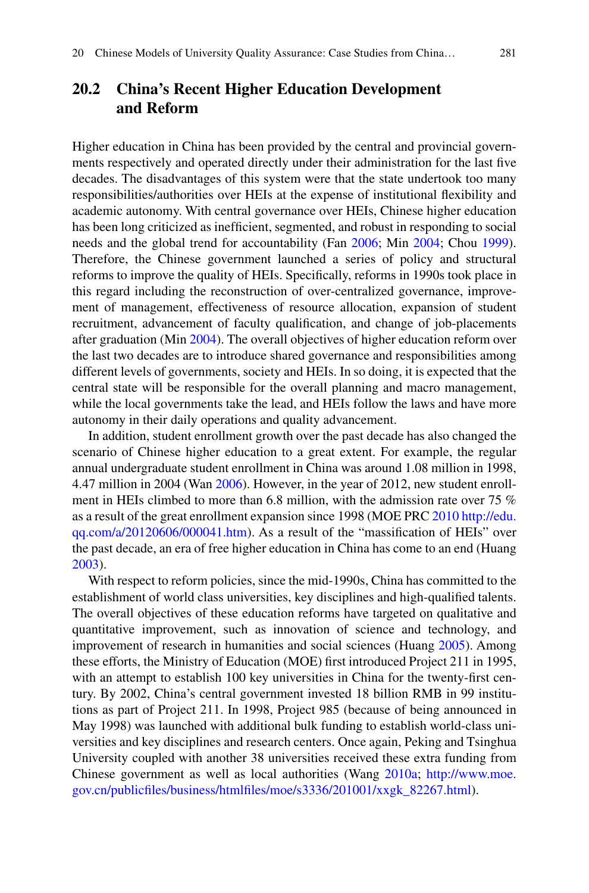## 20.2 China's Recent Higher Education Development and Reform

Higher education in China has been provided by the central and provincial governments respectively and operated directly under their administration for the last five decades. The disadvantages of this system were that the state undertook too many responsibilities/authorities over HEIs at the expense of institutional flexibility and academic autonomy. With central governance over HEIs, Chinese higher education has been long criticized as inefficient, segmented, and robust in responding to social needs and the global trend for accountability (Fan 2006; Min 2004; Chou 1999). Therefore, the Chinese government launched a series of policy and structural reforms to improve the quality of HEIs. Specifically, reforms in 1990s took place in this regard including the reconstruction of over-centralized governance, improvement of management, effectiveness of resource allocation, expansion of student recruitment, advancement of faculty qualification, and change of job-placements after graduation (Min 2004). The overall objectives of higher education reform over the last two decades are to introduce shared governance and responsibilities among different levels of governments, society and HEIs. In so doing, it is expected that the central state will be responsible for the overall planning and macro management, while the local governments take the lead, and HEIs follow the laws and have more autonomy in their daily operations and quality advancement.

In addition, student enrollment growth over the past decade has also changed the scenario of Chinese higher education to a great extent. For example, the regular annual undergraduate student enrollment in China was around 1.08 million in 1998, 4.47 million in 2004 (Wan 2006). However, in the year of 2012, new student enrollment in HEIs climbed to more than 6.8 million, with the admission rate over 75 % as a result of the great enrollment expansion since 1998 (MOE PRC 2010 http://edu.qq.com/a/20120606/000041.htm). As a result of the "massification of HEIs" over the past decade, an era of free higher education in China has come to an end (Huang 2003).

With respect to reform policies, since the mid-1990s, China has committed to the establishment of world class universities, key disciplines and high-qualified talents. The overall objectives of these education reforms have targeted on qualitative and quantitative improvement, such as innovation of science and technology, and improvement of research in humanities and social sciences (Huang 2005). Among these efforts, the Ministry of Education (MOE) first introduced Project 211 in 1995, with an attempt to establish 100 key universities in China for the twenty-first century. By 2002, China's central government invested 18 billion RMB in 99 institutions as part of Project 211. In 1998, Project 985 (because of being announced in May 1998) was launched with additional bulk funding to establish world-class universities and key disciplines and research centers. Once again, Peking and Tsinghua University coupled with another 38 universities received these extra funding from Chinese government as well as local authorities (Wang 2010a; http://www.moe.gov.cn/publicfiles/business/htmlfiles/moe/s3336/201001/xxgk_82267.html).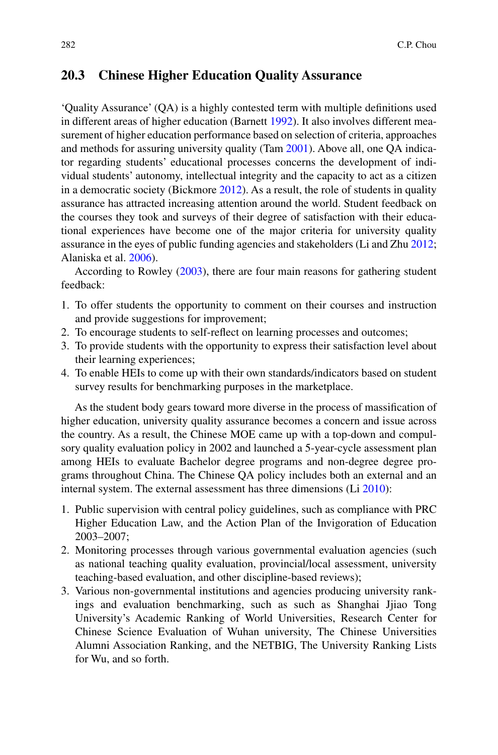## 20.3 Chinese Higher Education Quality Assurance

'Quality Assurance' (QA) is a highly contested term with multiple definitions used in different areas of higher education (Barnett 1992). It also involves different measurement of higher education performance based on selection of criteria, approaches and methods for assuring university quality (Tam 2001). Above all, one QA indicator regarding students' educational processes concerns the development of individual students' autonomy, intellectual integrity and the capacity to act as a citizen in a democratic society (Bickmore 2012). As a result, the role of students in quality assurance has attracted increasing attention around the world. Student feedback on the courses they took and surveys of their degree of satisfaction with their educational experiences have become one of the major criteria for university quality assurance in the eyes of public funding agencies and stakeholders (Li and Zhu 2012; Alaniska et al. 2006).

According to Rowley (2003), there are four main reasons for gathering student feedback:

1. To offer students the opportunity to comment on their courses and instruction and provide suggestions for improvement;
2. To encourage students to self-reflect on learning processes and outcomes;
3. To provide students with the opportunity to express their satisfaction level about their learning experiences;
4. To enable HEIs to come up with their own standards/indicators based on student survey results for benchmarking purposes in the marketplace.

As the student body gears toward more diverse in the process of massification of higher education, university quality assurance becomes a concern and issue across the country. As a result, the Chinese MOE came up with a top-down and compulsory quality evaluation policy in 2002 and launched a 5-year-cycle assessment plan among HEIs to evaluate Bachelor degree programs and non-degree degree programs throughout China. The Chinese QA policy includes both an external and an internal system. The external assessment has three dimensions (Li 2010):

1. Public supervision with central policy guidelines, such as compliance with PRC Higher Education Law, and the Action Plan of the Invigoration of Education 2003–2007;
2. Monitoring processes through various governmental evaluation agencies (such as national teaching quality evaluation, provincial/local assessment, university teaching-based evaluation, and other discipline-based reviews);
3. Various non-governmental institutions and agencies producing university rankings and evaluation benchmarking, such as such as Shanghai Jjiao Tong University's Academic Ranking of World Universities, Research Center for Chinese Science Evaluation of Wuhan university, The Chinese Universities Alumni Association Ranking, and the NETBIG, The University Ranking Lists for Wu, and so forth.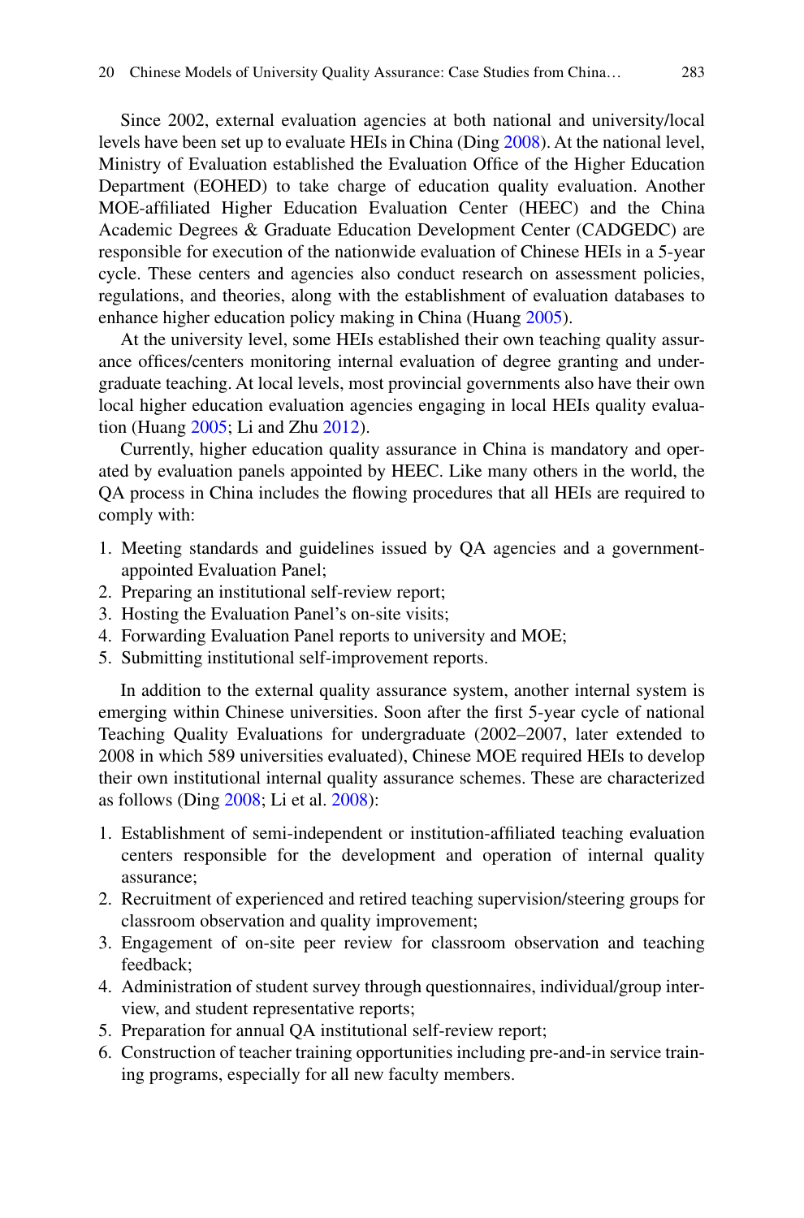Since 2002, external evaluation agencies at both national and university/local levels have been set up to evaluate HEIs in China (Ding 2008). At the national level, Ministry of Evaluation established the Evaluation Office of the Higher Education Department (EOHED) to take charge of education quality evaluation. Another MOE-affiliated Higher Education Evaluation Center (HEEC) and the China Academic Degrees & Graduate Education Development Center (CADGEDC) are responsible for execution of the nationwide evaluation of Chinese HEIs in a 5-year cycle. These centers and agencies also conduct research on assessment policies, regulations, and theories, along with the establishment of evaluation databases to enhance higher education policy making in China (Huang 2005).

At the university level, some HEIs established their own teaching quality assurance offices/centers monitoring internal evaluation of degree granting and undergraduate teaching. At local levels, most provincial governments also have their own local higher education evaluation agencies engaging in local HEIs quality evaluation (Huang 2005; Li and Zhu 2012).

Currently, higher education quality assurance in China is mandatory and operated by evaluation panels appointed by HEEC. Like many others in the world, the QA process in China includes the flowing procedures that all HEIs are required to comply with:

1. Meeting standards and guidelines issued by QA agencies and a government-appointed Evaluation Panel;
2. Preparing an institutional self-review report;
3. Hosting the Evaluation Panel's on-site visits;
4. Forwarding Evaluation Panel reports to university and MOE;
5. Submitting institutional self-improvement reports.

In addition to the external quality assurance system, another internal system is emerging within Chinese universities. Soon after the first 5-year cycle of national Teaching Quality Evaluations for undergraduate (2002–2007, later extended to 2008 in which 589 universities evaluated), Chinese MOE required HEIs to develop their own institutional internal quality assurance schemes. These are characterized as follows (Ding 2008; Li et al. 2008):

1. Establishment of semi-independent or institution-affiliated teaching evaluation centers responsible for the development and operation of internal quality assurance;
2. Recruitment of experienced and retired teaching supervision/steering groups for classroom observation and quality improvement;
3. Engagement of on-site peer review for classroom observation and teaching feedback;
4. Administration of student survey through questionnaires, individual/group interview, and student representative reports;
5. Preparation for annual QA institutional self-review report;
6. Construction of teacher training opportunities including pre-and-in service training programs, especially for all new faculty members.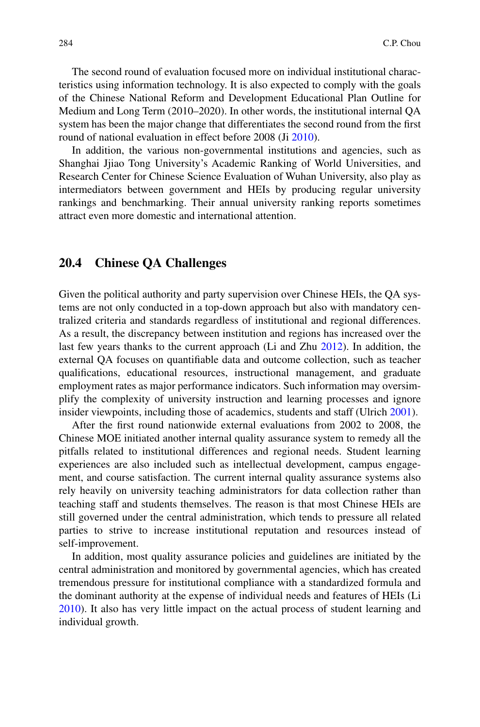The second round of evaluation focused more on individual institutional characteristics using information technology. It is also expected to comply with the goals of the Chinese National Reform and Development Educational Plan Outline for Medium and Long Term (2010–2020). In other words, the institutional internal QA system has been the major change that differentiates the second round from the first round of national evaluation in effect before 2008 (Ji 2010).

In addition, the various non-governmental institutions and agencies, such as Shanghai Jjiao Tong University's Academic Ranking of World Universities, and Research Center for Chinese Science Evaluation of Wuhan University, also play as intermediators between government and HEIs by producing regular university rankings and benchmarking. Their annual university ranking reports sometimes attract even more domestic and international attention.

## 20.4 Chinese QA Challenges

Given the political authority and party supervision over Chinese HEIs, the QA systems are not only conducted in a top-down approach but also with mandatory centralized criteria and standards regardless of institutional and regional differences. As a result, the discrepancy between institution and regions has increased over the last few years thanks to the current approach (Li and Zhu 2012). In addition, the external QA focuses on quantifiable data and outcome collection, such as teacher qualifications, educational resources, instructional management, and graduate employment rates as major performance indicators. Such information may oversimplify the complexity of university instruction and learning processes and ignore insider viewpoints, including those of academics, students and staff (Ulrich 2001).

After the first round nationwide external evaluations from 2002 to 2008, the Chinese MOE initiated another internal quality assurance system to remedy all the pitfalls related to institutional differences and regional needs. Student learning experiences are also included such as intellectual development, campus engagement, and course satisfaction. The current internal quality assurance systems also rely heavily on university teaching administrators for data collection rather than teaching staff and students themselves. The reason is that most Chinese HEIs are still governed under the central administration, which tends to pressure all related parties to strive to increase institutional reputation and resources instead of self-improvement.

In addition, most quality assurance policies and guidelines are initiated by the central administration and monitored by governmental agencies, which has created tremendous pressure for institutional compliance with a standardized formula and the dominant authority at the expense of individual needs and features of HEIs (Li 2010). It also has very little impact on the actual process of student learning and individual growth.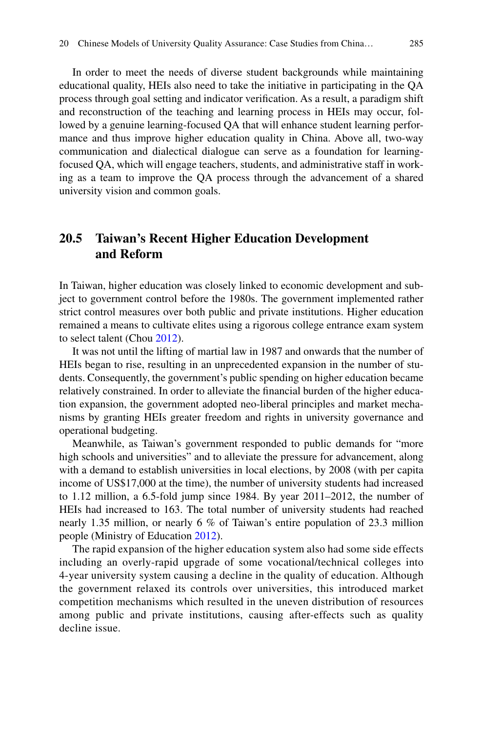In order to meet the needs of diverse student backgrounds while maintaining educational quality, HEIs also need to take the initiative in participating in the QA process through goal setting and indicator verification. As a result, a paradigm shift and reconstruction of the teaching and learning process in HEIs may occur, followed by a genuine learning-focused QA that will enhance student learning performance and thus improve higher education quality in China. Above all, two-way communication and dialectical dialogue can serve as a foundation for learning-focused QA, which will engage teachers, students, and administrative staff in working as a team to improve the QA process through the advancement of a shared university vision and common goals.

## 20.5 Taiwan's Recent Higher Education Development and Reform

In Taiwan, higher education was closely linked to economic development and subject to government control before the 1980s. The government implemented rather strict control measures over both public and private institutions. Higher education remained a means to cultivate elites using a rigorous college entrance exam system to select talent (Chou 2012).

It was not until the lifting of martial law in 1987 and onwards that the number of HEIs began to rise, resulting in an unprecedented expansion in the number of students. Consequently, the government's public spending on higher education became relatively constrained. In order to alleviate the financial burden of the higher education expansion, the government adopted neo-liberal principles and market mechanisms by granting HEIs greater freedom and rights in university governance and operational budgeting.

Meanwhile, as Taiwan's government responded to public demands for "more high schools and universities" and to alleviate the pressure for advancement, along with a demand to establish universities in local elections, by 2008 (with per capita income of US$17,000 at the time), the number of university students had increased to 1.12 million, a 6.5-fold jump since 1984. By year 2011–2012, the number of HEIs had increased to 163. The total number of university students had reached nearly 1.35 million, or nearly 6 % of Taiwan's entire population of 23.3 million people (Ministry of Education 2012).

The rapid expansion of the higher education system also had some side effects including an overly-rapid upgrade of some vocational/technical colleges into 4-year university system causing a decline in the quality of education. Although the government relaxed its controls over universities, this introduced market competition mechanisms which resulted in the uneven distribution of resources among public and private institutions, causing after-effects such as quality decline issue.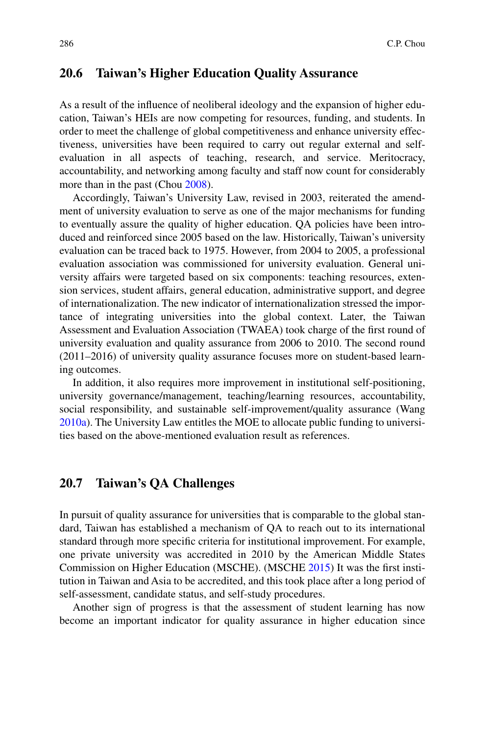## 20.6 Taiwan's Higher Education Quality Assurance

As a result of the influence of neoliberal ideology and the expansion of higher education, Taiwan's HEIs are now competing for resources, funding, and students. In order to meet the challenge of global competitiveness and enhance university effectiveness, universities have been required to carry out regular external and self-evaluation in all aspects of teaching, research, and service. Meritocracy, accountability, and networking among faculty and staff now count for considerably more than in the past (Chou 2008).

Accordingly, Taiwan's University Law, revised in 2003, reiterated the amendment of university evaluation to serve as one of the major mechanisms for funding to eventually assure the quality of higher education. QA policies have been introduced and reinforced since 2005 based on the law. Historically, Taiwan's university evaluation can be traced back to 1975. However, from 2004 to 2005, a professional evaluation association was commissioned for university evaluation. General university affairs were targeted based on six components: teaching resources, extension services, student affairs, general education, administrative support, and degree of internationalization. The new indicator of internationalization stressed the importance of integrating universities into the global context. Later, the Taiwan Assessment and Evaluation Association (TWAEA) took charge of the first round of university evaluation and quality assurance from 2006 to 2010. The second round (2011–2016) of university quality assurance focuses more on student-based learning outcomes.

In addition, it also requires more improvement in institutional self-positioning, university governance/management, teaching/learning resources, accountability, social responsibility, and sustainable self-improvement/quality assurance (Wang 2010a). The University Law entitles the MOE to allocate public funding to universities based on the above-mentioned evaluation result as references.

## 20.7 Taiwan's QA Challenges

In pursuit of quality assurance for universities that is comparable to the global standard, Taiwan has established a mechanism of QA to reach out to its international standard through more specific criteria for institutional improvement. For example, one private university was accredited in 2010 by the American Middle States Commission on Higher Education (MSCHE). (MSCHE 2015) It was the first institution in Taiwan and Asia to be accredited, and this took place after a long period of self-assessment, candidate status, and self-study procedures.

Another sign of progress is that the assessment of student learning has now become an important indicator for quality assurance in higher education since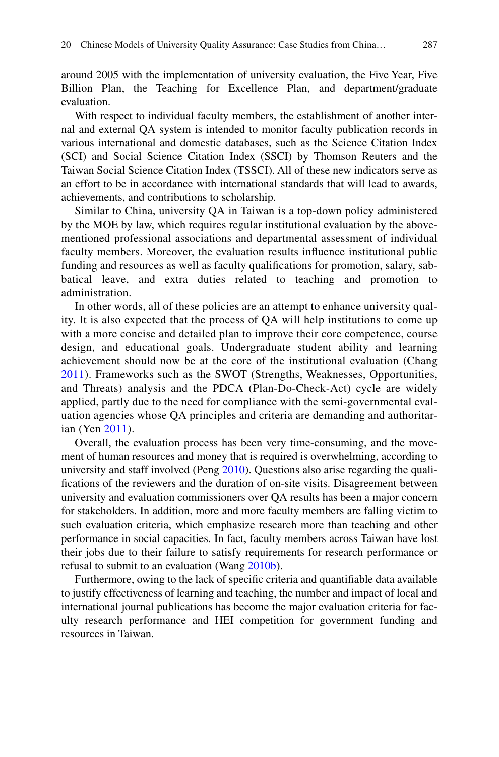around 2005 with the implementation of university evaluation, the Five Year, Five Billion Plan, the Teaching for Excellence Plan, and department/graduate evaluation.

With respect to individual faculty members, the establishment of another internal and external QA system is intended to monitor faculty publication records in various international and domestic databases, such as the Science Citation Index (SCI) and Social Science Citation Index (SSCI) by Thomson Reuters and the Taiwan Social Science Citation Index (TSSCI). All of these new indicators serve as an effort to be in accordance with international standards that will lead to awards, achievements, and contributions to scholarship.

Similar to China, university QA in Taiwan is a top-down policy administered by the MOE by law, which requires regular institutional evaluation by the above-mentioned professional associations and departmental assessment of individual faculty members. Moreover, the evaluation results influence institutional public funding and resources as well as faculty qualifications for promotion, salary, sabbatical leave, and extra duties related to teaching and promotion to administration.

In other words, all of these policies are an attempt to enhance university quality. It is also expected that the process of QA will help institutions to come up with a more concise and detailed plan to improve their core competence, course design, and educational goals. Undergraduate student ability and learning achievement should now be at the core of the institutional evaluation (Chang 2011). Frameworks such as the SWOT (Strengths, Weaknesses, Opportunities, and Threats) analysis and the PDCA (Plan-Do-Check-Act) cycle are widely applied, partly due to the need for compliance with the semi-governmental evaluation agencies whose QA principles and criteria are demanding and authoritarian (Yen 2011).

Overall, the evaluation process has been very time-consuming, and the movement of human resources and money that is required is overwhelming, according to university and staff involved (Peng 2010). Questions also arise regarding the qualifications of the reviewers and the duration of on-site visits. Disagreement between university and evaluation commissioners over QA results has been a major concern for stakeholders. In addition, more and more faculty members are falling victim to such evaluation criteria, which emphasize research more than teaching and other performance in social capacities. In fact, faculty members across Taiwan have lost their jobs due to their failure to satisfy requirements for research performance or refusal to submit to an evaluation (Wang 2010b).

Furthermore, owing to the lack of specific criteria and quantifiable data available to justify effectiveness of learning and teaching, the number and impact of local and international journal publications has become the major evaluation criteria for faculty research performance and HEI competition for government funding and resources in Taiwan.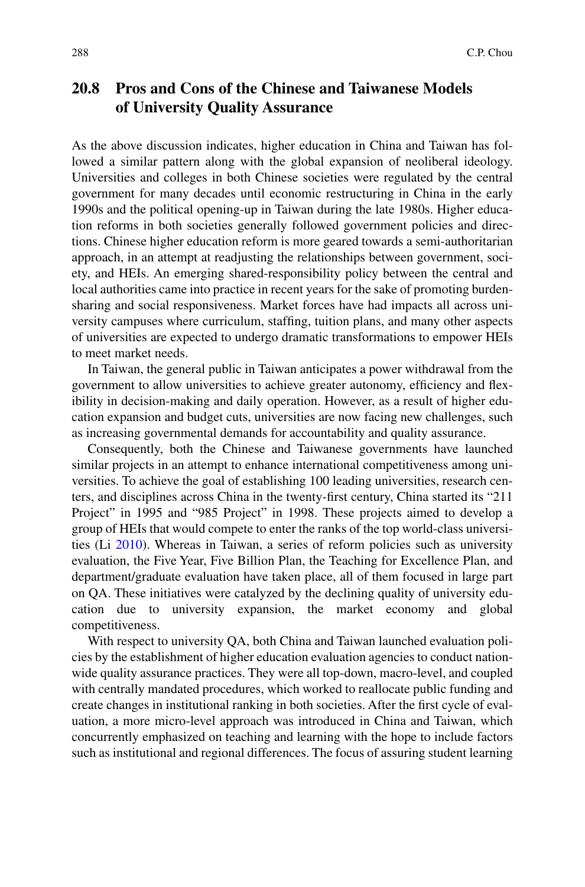## 20.8 Pros and Cons of the Chinese and Taiwanese Models of University Quality Assurance

As the above discussion indicates, higher education in China and Taiwan has followed a similar pattern along with the global expansion of neoliberal ideology. Universities and colleges in both Chinese societies were regulated by the central government for many decades until economic restructuring in China in the early 1990s and the political opening-up in Taiwan during the late 1980s. Higher education reforms in both societies generally followed government policies and directions. Chinese higher education reform is more geared towards a semi-authoritarian approach, in an attempt at readjusting the relationships between government, society, and HEIs. An emerging shared-responsibility policy between the central and local authorities came into practice in recent years for the sake of promoting burden-sharing and social responsiveness. Market forces have had impacts all across university campuses where curriculum, staffing, tuition plans, and many other aspects of universities are expected to undergo dramatic transformations to empower HEIs to meet market needs.

In Taiwan, the general public in Taiwan anticipates a power withdrawal from the government to allow universities to achieve greater autonomy, efficiency and flexibility in decision-making and daily operation. However, as a result of higher education expansion and budget cuts, universities are now facing new challenges, such as increasing governmental demands for accountability and quality assurance.

Consequently, both the Chinese and Taiwanese governments have launched similar projects in an attempt to enhance international competitiveness among universities. To achieve the goal of establishing 100 leading universities, research centers, and disciplines across China in the twenty-first century, China started its "211 Project" in 1995 and "985 Project" in 1998. These projects aimed to develop a group of HEIs that would compete to enter the ranks of the top world-class universities (Li 2010). Whereas in Taiwan, a series of reform policies such as university evaluation, the Five Year, Five Billion Plan, the Teaching for Excellence Plan, and department/graduate evaluation have taken place, all of them focused in large part on QA. These initiatives were catalyzed by the declining quality of university education due to university expansion, the market economy and global competitiveness.

With respect to university QA, both China and Taiwan launched evaluation policies by the establishment of higher education evaluation agencies to conduct nationwide quality assurance practices. They were all top-down, macro-level, and coupled with centrally mandated procedures, which worked to reallocate public funding and create changes in institutional ranking in both societies. After the first cycle of evaluation, a more micro-level approach was introduced in China and Taiwan, which concurrently emphasized on teaching and learning with the hope to include factors such as institutional and regional differences. The focus of assuring student learning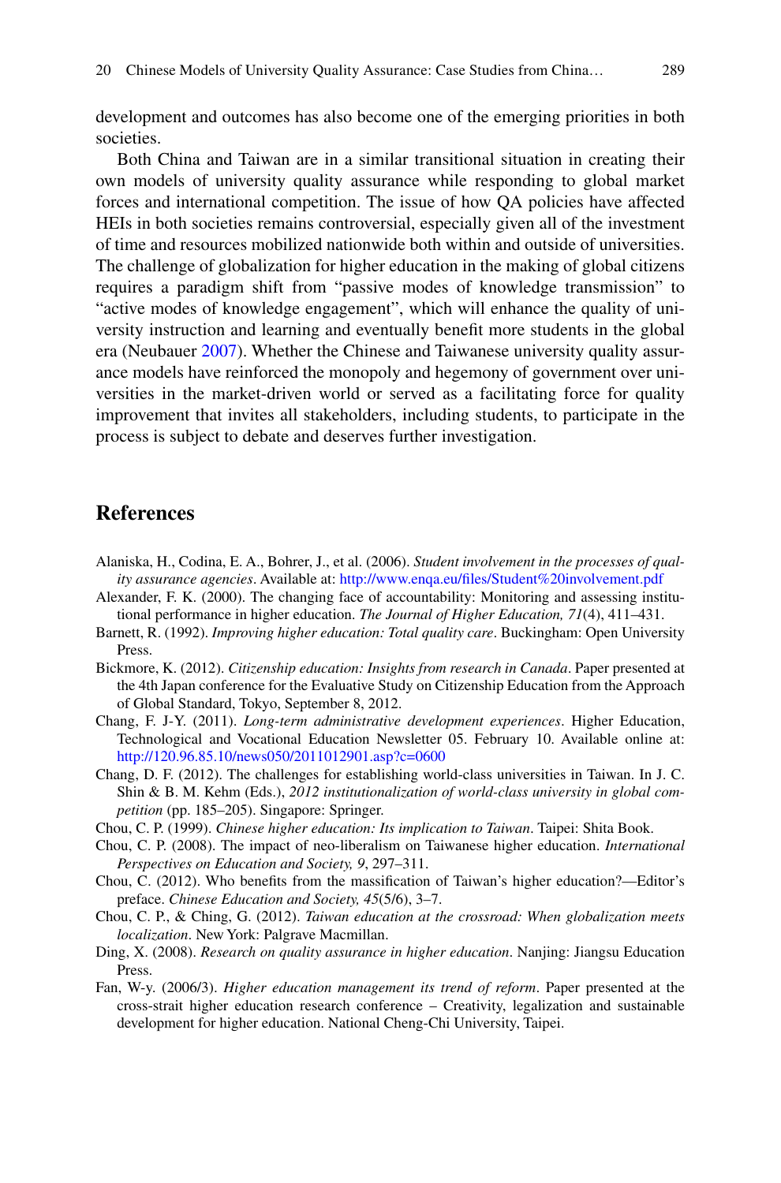development and outcomes has also become one of the emerging priorities in both societies.

Both China and Taiwan are in a similar transitional situation in creating their own models of university quality assurance while responding to global market forces and international competition. The issue of how QA policies have affected HEIs in both societies remains controversial, especially given all of the investment of time and resources mobilized nationwide both within and outside of universities. The challenge of globalization for higher education in the making of global citizens requires a paradigm shift from "passive modes of knowledge transmission" to "active modes of knowledge engagement", which will enhance the quality of university instruction and learning and eventually benefit more students in the global era (Neubauer 2007). Whether the Chinese and Taiwanese university quality assurance models have reinforced the monopoly and hegemony of government over universities in the market-driven world or served as a facilitating force for quality improvement that invites all stakeholders, including students, to participate in the process is subject to debate and deserves further investigation.

## References

Alaniska, H., Codina, E. A., Bohrer, J., et al. (2006). *Student involvement in the processes of quality assurance agencies*. Available at: http://www.enqa.eu/files/Student%20involvement.pdf

Alexander, F. K. (2000). The changing face of accountability: Monitoring and assessing institutional performance in higher education. *The Journal of Higher Education, 71*(4), 411–431.

Barnett, R. (1992). *Improving higher education: Total quality care*. Buckingham: Open University Press.

Bickmore, K. (2012). *Citizenship education: Insights from research in Canada*. Paper presented at the 4th Japan conference for the Evaluative Study on Citizenship Education from the Approach of Global Standard, Tokyo, September 8, 2012.

Chang, F. J-Y. (2011). *Long-term administrative development experiences*. Higher Education, Technological and Vocational Education Newsletter 05. February 10. Available online at: http://120.96.85.10/news050/2011012901.asp?c=0600

Chang, D. F. (2012). The challenges for establishing world-class universities in Taiwan. In J. C. Shin & B. M. Kehm (Eds.), *2012 institutionalization of world-class university in global competition* (pp. 185–205). Singapore: Springer.

Chou, C. P. (1999). *Chinese higher education: Its implication to Taiwan*. Taipei: Shita Book.

Chou, C. P. (2008). The impact of neo-liberalism on Taiwanese higher education. *International Perspectives on Education and Society, 9*, 297–311.

Chou, C. (2012). Who benefits from the massification of Taiwan's higher education?—Editor's preface. *Chinese Education and Society, 45*(5/6), 3–7.

Chou, C. P., & Ching, G. (2012). *Taiwan education at the crossroad: When globalization meets localization*. New York: Palgrave Macmillan.

Ding, X. (2008). *Research on quality assurance in higher education*. Nanjing: Jiangsu Education Press.

Fan, W-y. (2006/3). *Higher education management its trend of reform*. Paper presented at the cross-strait higher education research conference – Creativity, legalization and sustainable development for higher education. National Cheng-Chi University, Taipei.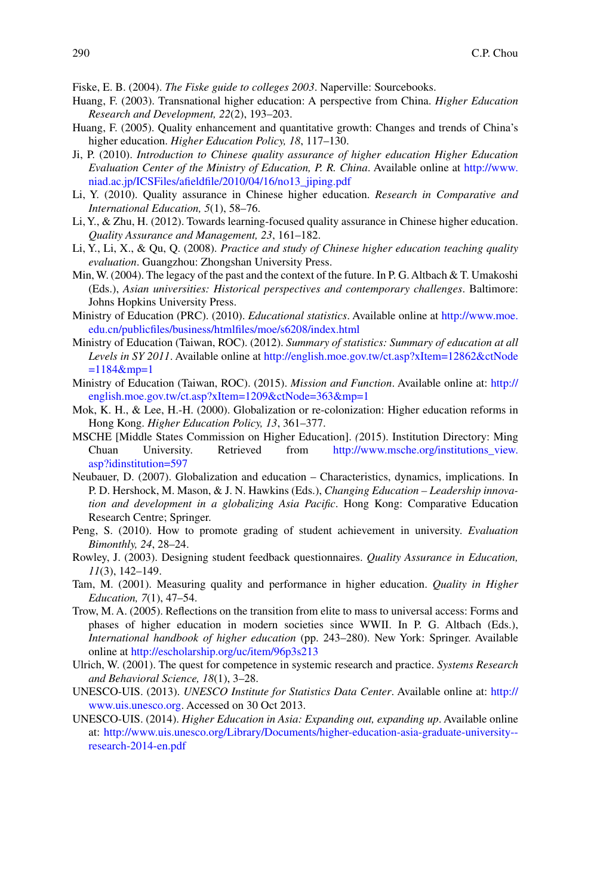Fiske, E. B. (2004). *The Fiske guide to colleges 2003*. Naperville: Sourcebooks.

Huang, F. (2003). Transnational higher education: A perspective from China. *Higher Education Research and Development, 22*(2), 193–203.

Huang, F. (2005). Quality enhancement and quantitative growth: Changes and trends of China's higher education. *Higher Education Policy, 18*, 117–130.

Ji, P. (2010). *Introduction to Chinese quality assurance of higher education Higher Education Evaluation Center of the Ministry of Education, P. R. China*. Available online at http://www.niad.ac.jp/ICSFiles/afieldfile/2010/04/16/no13_jiping.pdf

Li, Y. (2010). Quality assurance in Chinese higher education. *Research in Comparative and International Education, 5*(1), 58–76.

Li, Y., & Zhu, H. (2012). Towards learning-focused quality assurance in Chinese higher education. *Quality Assurance and Management, 23*, 161–182.

Li, Y., Li, X., & Qu, Q. (2008). *Practice and study of Chinese higher education teaching quality evaluation*. Guangzhou: Zhongshan University Press.

Min, W. (2004). The legacy of the past and the context of the future. In P. G. Altbach & T. Umakoshi (Eds.), *Asian universities: Historical perspectives and contemporary challenges*. Baltimore: Johns Hopkins University Press.

Ministry of Education (PRC). (2010). *Educational statistics*. Available online at http://www.moe.edu.cn/publicfiles/business/htmlfiles/moe/s6208/index.html

Ministry of Education (Taiwan, ROC). (2012). *Summary of statistics: Summary of education at all Levels in SY 2011*. Available online at http://english.moe.gov.tw/ct.asp?xItem=12862&ctNode=1184&mp=1

Ministry of Education (Taiwan, ROC). (2015). *Mission and Function*. Available online at: http://english.moe.gov.tw/ct.asp?xItem=1209&ctNode=363&mp=1

Mok, K. H., & Lee, H.-H. (2000). Globalization or re-colonization: Higher education reforms in Hong Kong. *Higher Education Policy, 13*, 361–377.

MSCHE [Middle States Commission on Higher Education]. *(*2015). Institution Directory: Ming Chuan University. Retrieved from http://www.msche.org/institutions_view.asp?idinstitution=597

Neubauer, D. (2007). Globalization and education – Characteristics, dynamics, implications. In P. D. Hershock, M. Mason, & J. N. Hawkins (Eds.), *Changing Education – Leadership innovation and development in a globalizing Asia Pacific*. Hong Kong: Comparative Education Research Centre; Springer.

Peng, S. (2010). How to promote grading of student achievement in university. *Evaluation Bimonthly, 24*, 28–24.

Rowley, J. (2003). Designing student feedback questionnaires. *Quality Assurance in Education, 11*(3), 142–149.

Tam, M. (2001). Measuring quality and performance in higher education. *Quality in Higher Education, 7*(1), 47–54.

Trow, M. A. (2005). Reflections on the transition from elite to mass to universal access: Forms and phases of higher education in modern societies since WWII. In P. G. Altbach (Eds.), *International handbook of higher education* (pp. 243–280). New York: Springer. Available online at http://escholarship.org/uc/item/96p3s213

Ulrich, W. (2001). The quest for competence in systemic research and practice. *Systems Research and Behavioral Science, 18*(1), 3–28.

UNESCO-UIS. (2013). *UNESCO Institute for Statistics Data Center*. Available online at: http://www.uis.unesco.org. Accessed on 30 Oct 2013.

UNESCO-UIS. (2014). *Higher Education in Asia: Expanding out, expanding up*. Available online at: http://www.uis.unesco.org/Library/Documents/higher-education-asia-graduate-university--research-2014-en.pdf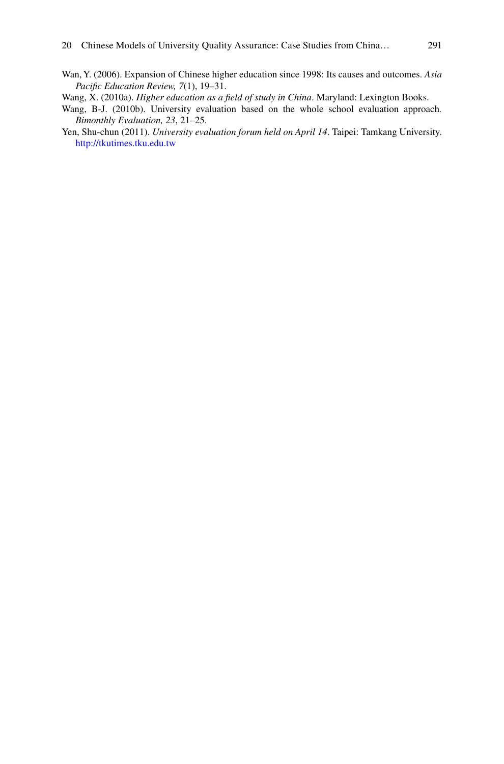Wan, Y. (2006). Expansion of Chinese higher education since 1998: Its causes and outcomes. *Asia Pacific Education Review, 7*(1), 19–31.

Wang, X. (2010a). *Higher education as a field of study in China*. Maryland: Lexington Books.

Wang, B-J. (2010b). University evaluation based on the whole school evaluation approach. *Bimonthly Evaluation, 23*, 21–25.

Yen, Shu-chun (2011). *University evaluation forum held on April 14*. Taipei: Tamkang University. http://tkutimes.tku.edu.tw